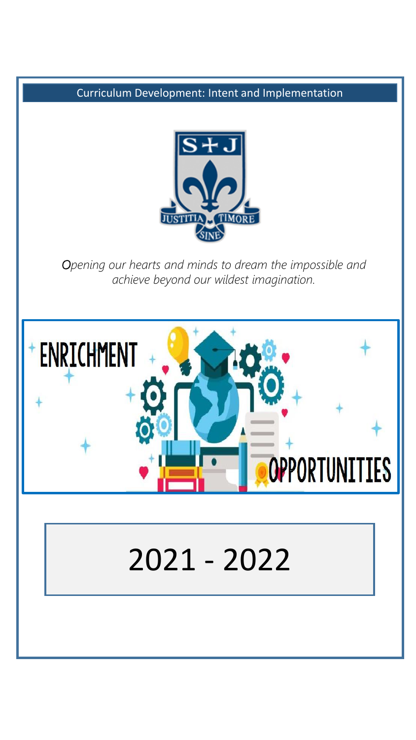Curriculum Development: Intent and Implementation

*Opening our hearts and minds to dream the impossible and achieve beyond our wildest imagination.*

# ENRICHMENT OPPORTUNITIES

# 2021 - 2022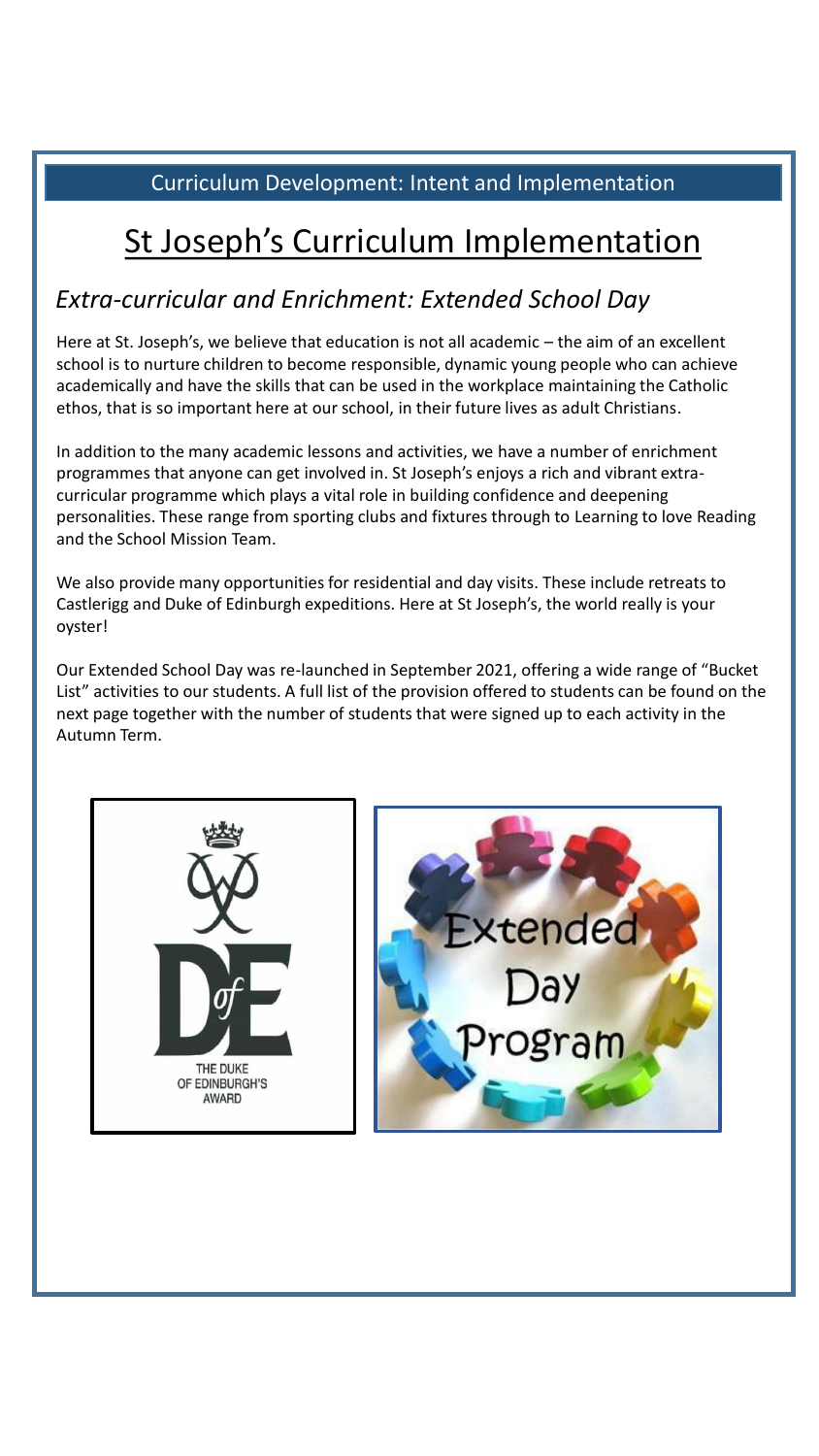Curriculum Development: Intent and Implementation

# St Joseph's Curriculum Implementation

## *Extra-curricular and Enrichment: Extended School Day*

Here at St. Joseph's, we believe that education is not all academic – the aim of an excellent school is to nurture children to become responsible, dynamic young people who can achieve academically and have the skills that can be used in the workplace maintaining the Catholic ethos, that is so important here at our school, in their future lives as adult Christians.

In addition to the many academic lessons and activities, we have a number of enrichment programmes that anyone can get involved in. St Joseph's enjoys a rich and vibrant extra-curricular programme which plays a vital role in building confidence and deepening personalities. These range from sporting clubs and fixtures through to Learning to love Reading and the School Mission Team.

We also provide many opportunities for residential and day visits. These include retreats to Castlerigg and Duke of Edinburgh expeditions. Here at St Joseph's, the world really is your oyster!

Our Extended School Day was re-launched in September 2021, offering a wide range of "Bucket List" activities to our students. A full list of the provision offered to students can be found on the next page together with the number of students that were signed up to each activity in the Autumn Term.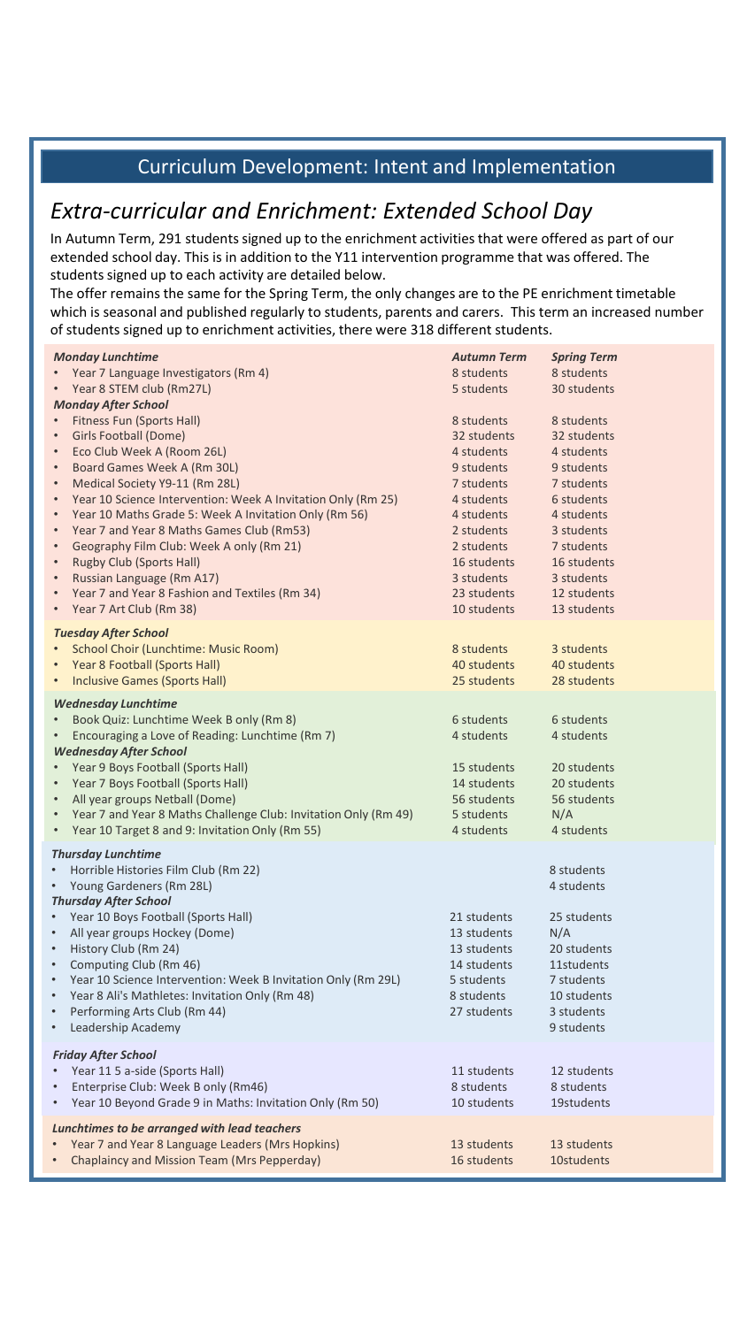## Curriculum Development: Intent and Implementation

# *Extra-curricular and Enrichment: Extended School Day*

In Autumn Term, 291 students signed up to the enrichment activities that were offered as part of our extended school day. This is in addition to the Y11 intervention programme that was offered. The students signed up to each activity are detailed below.

The offer remains the same for the Spring Term, the only changes are to the PE enrichment timetable which is seasonal and published regularly to students, parents and carers. This term an increased number of students signed up to enrichment activities, there were 318 different students.

| ***Monday Lunchtime*** | ***Autumn Term*** | ***Spring Term*** |
|---|---|---|
| • Year 7 Language Investigators (Rm 4) | 8 students | 8 students |
| • Year 8 STEM club (Rm27L) | 5 students | 30 students |
| ***Monday After School*** | | |
| • Fitness Fun (Sports Hall) | 8 students | 8 students |
| • Girls Football (Dome) | 32 students | 32 students |
| • Eco Club Week A (Room 26L) | 4 students | 4 students |
| • Board Games Week A (Rm 30L) | 9 students | 9 students |
| • Medical Society Y9-11 (Rm 28L) | 7 students | 7 students |
| • Year 10 Science Intervention: Week A Invitation Only (Rm 25) | 4 students | 6 students |
| • Year 10 Maths Grade 5: Week A Invitation Only (Rm 56) | 4 students | 4 students |
| • Year 7 and Year 8 Maths Games Club (Rm53) | 2 students | 3 students |
| • Geography Film Club: Week A only (Rm 21) | 2 students | 7 students |
| • Rugby Club (Sports Hall) | 16 students | 16 students |
| • Russian Language (Rm A17) | 3 students | 3 students |
| • Year 7 and Year 8 Fashion and Textiles (Rm 34) | 23 students | 12 students |
| • Year 7 Art Club (Rm 38) | 10 students | 13 students |
| ***Tuesday After School*** | | |
| • School Choir (Lunchtime: Music Room) | 8 students | 3 students |
| • Year 8 Football (Sports Hall) | 40 students | 40 students |
| • Inclusive Games (Sports Hall) | 25 students | 28 students |
| ***Wednesday Lunchtime*** | | |
| • Book Quiz: Lunchtime Week B only (Rm 8) | 6 students | 6 students |
| • Encouraging a Love of Reading: Lunchtime (Rm 7) | 4 students | 4 students |
| ***Wednesday After School*** | | |
| • Year 9 Boys Football (Sports Hall) | 15 students | 20 students |
| • Year 7 Boys Football (Sports Hall) | 14 students | 20 students |
| • All year groups Netball (Dome) | 56 students | 56 students |
| • Year 7 and Year 8 Maths Challenge Club: Invitation Only (Rm 49) | 5 students | N/A |
| • Year 10 Target 8 and 9: Invitation Only (Rm 55) | 4 students | 4 students |
| ***Thursday Lunchtime*** | | |
| • Horrible Histories Film Club (Rm 22) | | 8 students |
| • Young Gardeners (Rm 28L) | | 4 students |
| ***Thursday After School*** | | |
| • Year 10 Boys Football (Sports Hall) | 21 students | 25 students |
| • All year groups Hockey (Dome) | 13 students | N/A |
| • History Club (Rm 24) | 13 students | 20 students |
| • Computing Club (Rm 46) | 14 students | 11students |
| • Year 10 Science Intervention: Week B Invitation Only (Rm 29L) | 5 students | 7 students |
| • Year 8 Ali's Mathletes: Invitation Only (Rm 48) | 8 students | 10 students |
| • Performing Arts Club (Rm 44) | 27 students | 3 students |
| • Leadership Academy | | 9 students |
| ***Friday After School*** | | |
| • Year 11 5 a-side (Sports Hall) | 11 students | 12 students |
| • Enterprise Club: Week B only (Rm46) | 8 students | 8 students |
| • Year 10 Beyond Grade 9 in Maths: Invitation Only (Rm 50) | 10 students | 19students |
| ***Lunchtimes to be arranged with lead teachers*** | | |
| • Year 7 and Year 8 Language Leaders (Mrs Hopkins) | 13 students | 13 students |
| • Chaplaincy and Mission Team (Mrs Pepperday) | 16 students | 10students |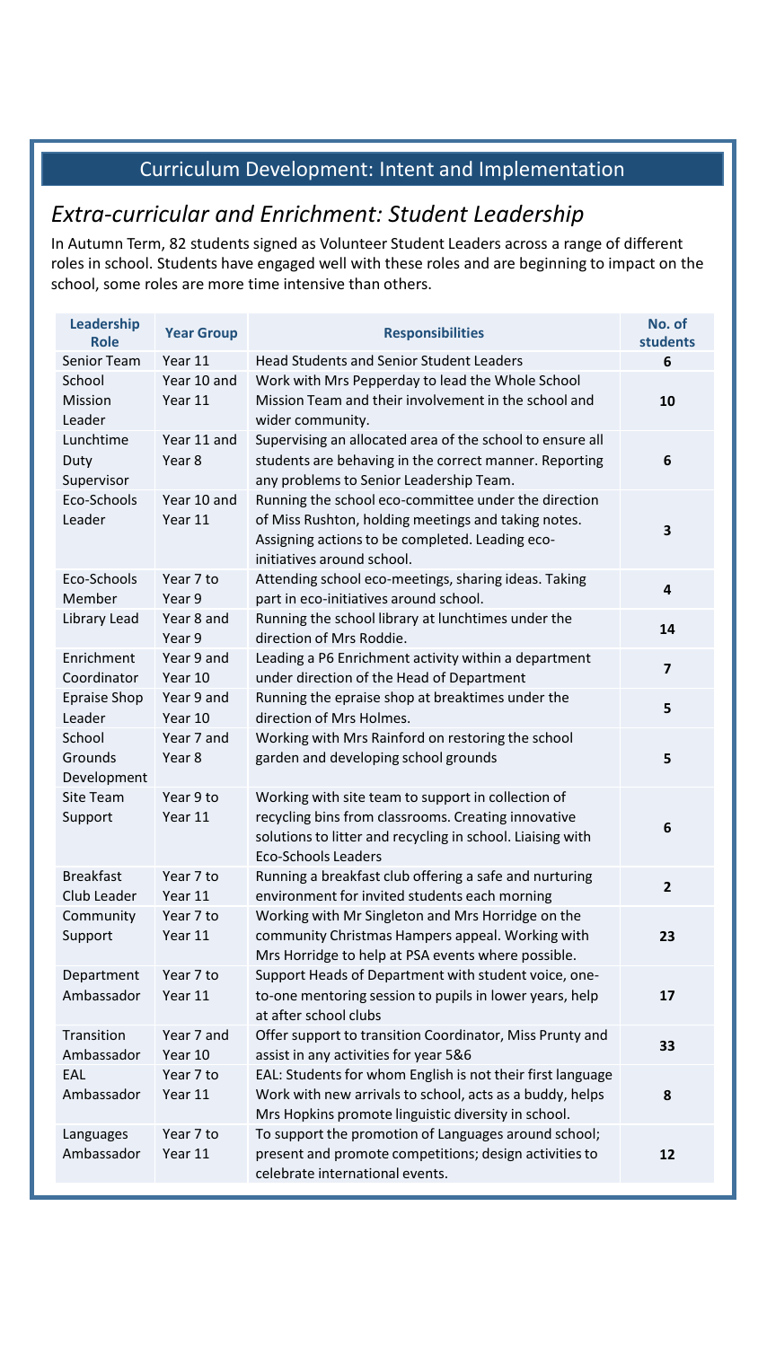## Curriculum Development: Intent and Implementation

### *Extra-curricular and Enrichment: Student Leadership*

In Autumn Term, 82 students signed as Volunteer Student Leaders across a range of different roles in school. Students have engaged well with these roles and are beginning to impact on the school, some roles are more time intensive than others.

| Leadership Role | Year Group | Responsibilities | No. of students |
|---|---|---|---|
| Senior Team | Year 11 | Head Students and Senior Student Leaders | 6 |
| School Mission Leader | Year 10 and Year 11 | Work with Mrs Pepperday to lead the Whole School Mission Team and their involvement in the school and wider community. | 10 |
| Lunchtime Duty Supervisor | Year 11 and Year 8 | Supervising an allocated area of the school to ensure all students are behaving in the correct manner. Reporting any problems to Senior Leadership Team. | 6 |
| Eco-Schools Leader | Year 10 and Year 11 | Running the school eco-committee under the direction of Miss Rushton, holding meetings and taking notes. Assigning actions to be completed. Leading eco-initiatives around school. | 3 |
| Eco-Schools Member | Year 7 to Year 9 | Attending school eco-meetings, sharing ideas. Taking part in eco-initiatives around school. | 4 |
| Library Lead | Year 8 and Year 9 | Running the school library at lunchtimes under the direction of Mrs Roddie. | 14 |
| Enrichment Coordinator | Year 9 and Year 10 | Leading a P6 Enrichment activity within a department under direction of the Head of Department | 7 |
| Epraise Shop Leader | Year 9 and Year 10 | Running the epraise shop at breaktimes under the direction of Mrs Holmes. | 5 |
| School Grounds Development | Year 7 and Year 8 | Working with Mrs Rainford on restoring the school garden and developing school grounds | 5 |
| Site Team Support | Year 9 to Year 11 | Working with site team to support in collection of recycling bins from classrooms. Creating innovative solutions to litter and recycling in school. Liaising with Eco-Schools Leaders | 6 |
| Breakfast Club Leader | Year 7 to Year 11 | Running a breakfast club offering a safe and nurturing environment for invited students each morning | 2 |
| Community Support | Year 7 to Year 11 | Working with Mr Singleton and Mrs Horridge on the community Christmas Hampers appeal. Working with Mrs Horridge to help at PSA events where possible. | 23 |
| Department Ambassador | Year 7 to Year 11 | Support Heads of Department with student voice, one-to-one mentoring session to pupils in lower years, help at after school clubs | 17 |
| Transition Ambassador | Year 7 and Year 10 | Offer support to transition Coordinator, Miss Prunty and assist in any activities for year 5&6 | 33 |
| EAL Ambassador | Year 7 to Year 11 | EAL: Students for whom English is not their first language Work with new arrivals to school, acts as a buddy, helps Mrs Hopkins promote linguistic diversity in school. | 8 |
| Languages Ambassador | Year 7 to Year 11 | To support the promotion of Languages around school; present and promote competitions; design activities to celebrate international events. | 12 |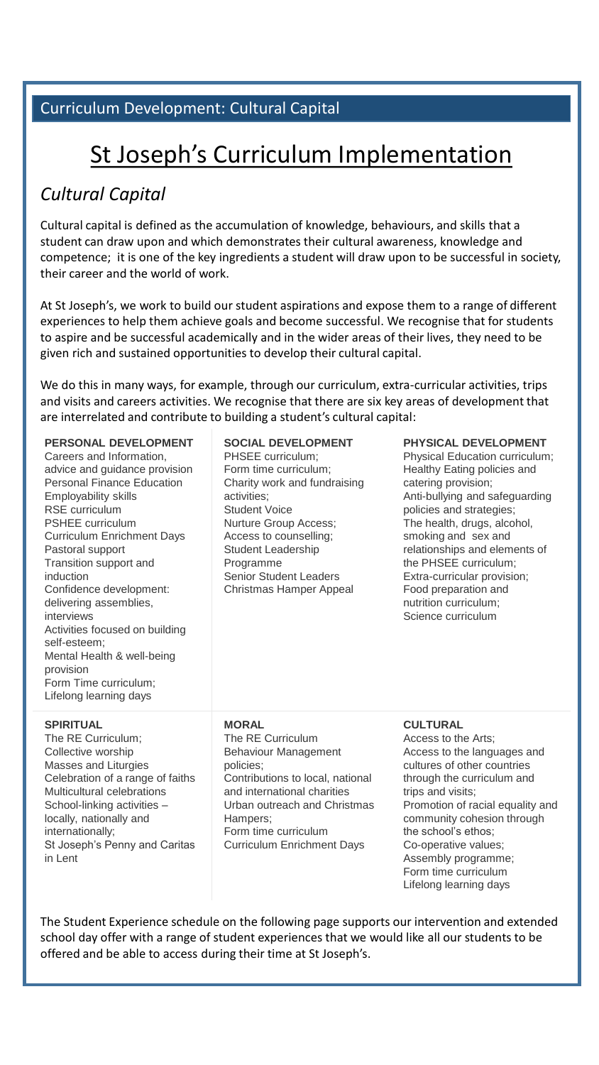Curriculum Development: Cultural Capital

# St Joseph's Curriculum Implementation

## *Cultural Capital*

Cultural capital is defined as the accumulation of knowledge, behaviours, and skills that a student can draw upon and which demonstrates their cultural awareness, knowledge and competence; it is one of the key ingredients a student will draw upon to be successful in society, their career and the world of work.

At St Joseph's, we work to build our student aspirations and expose them to a range of different experiences to help them achieve goals and become successful. We recognise that for students to aspire and be successful academically and in the wider areas of their lives, they need to be given rich and sustained opportunities to develop their cultural capital.

We do this in many ways, for example, through our curriculum, extra-curricular activities, trips and visits and careers activities. We recognise that there are six key areas of development that are interrelated and contribute to building a student's cultural capital:

**PERSONAL DEVELOPMENT**

Careers and Information, advice and guidance provision
Personal Finance Education
Employability skills
RSE curriculum
PSHEE curriculum
Curriculum Enrichment Days
Pastoral support
Transition support and induction
Confidence development: delivering assemblies, interviews
Activities focused on building self-esteem;
Mental Health & well-being provision
Form Time curriculum;
Lifelong learning days

**SOCIAL DEVELOPMENT**

PHSEE curriculum;
Form time curriculum;
Charity work and fundraising activities;
Student Voice
Nurture Group Access;
Access to counselling;
Student Leadership Programme
Senior Student Leaders
Christmas Hamper Appeal

**PHYSICAL DEVELOPMENT**

Physical Education curriculum;
Healthy Eating policies and catering provision;
Anti-bullying and safeguarding policies and strategies;
The health, drugs, alcohol, smoking and sex and relationships and elements of the PHSEE curriculum;
Extra-curricular provision;
Food preparation and nutrition curriculum;
Science curriculum

**SPIRITUAL**

The RE Curriculum;
Collective worship
Masses and Liturgies
Celebration of a range of faiths
Multicultural celebrations
School-linking activities – locally, nationally and internationally;
St Joseph's Penny and Caritas in Lent

**MORAL**

The RE Curriculum
Behaviour Management policies;
Contributions to local, national and international charities
Urban outreach and Christmas Hampers;
Form time curriculum
Curriculum Enrichment Days

**CULTURAL**

Access to the Arts;
Access to the languages and cultures of other countries through the curriculum and trips and visits;
Promotion of racial equality and community cohesion through the school's ethos;
Co-operative values;
Assembly programme;
Form time curriculum
Lifelong learning days

The Student Experience schedule on the following page supports our intervention and extended school day offer with a range of student experiences that we would like all our students to be offered and be able to access during their time at St Joseph's.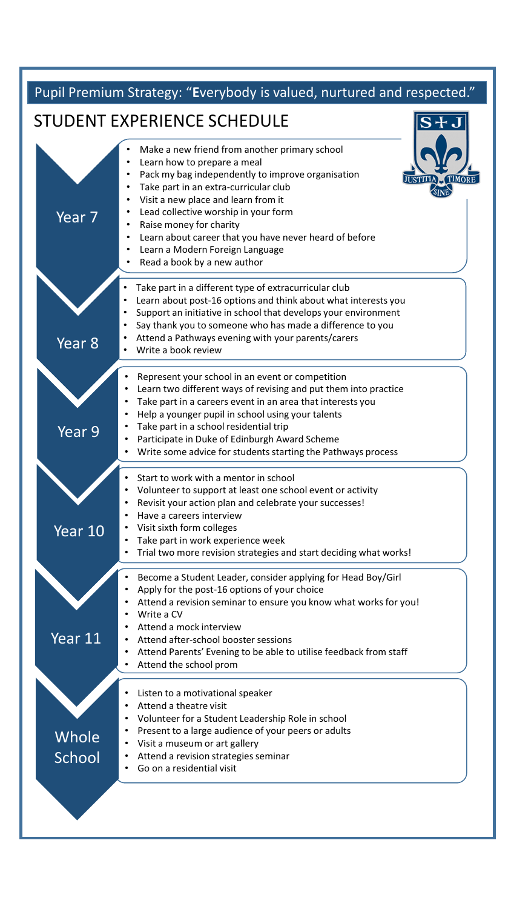Pupil Premium Strategy: "**E**verybody is valued, nurtured and respected."

# STUDENT EXPERIENCE SCHEDULE

## Year 7

- Make a new friend from another primary school
- Learn how to prepare a meal
- Pack my bag independently to improve organisation
- Take part in an extra-curricular club
- Visit a new place and learn from it
- Lead collective worship in your form
- Raise money for charity
- Learn about career that you have never heard of before
- Learn a Modern Foreign Language
- Read a book by a new author

## Year 8

- Take part in a different type of extracurricular club
- Learn about post-16 options and think about what interests you
- Support an initiative in school that develops your environment
- Say thank you to someone who has made a difference to you
- Attend a Pathways evening with your parents/carers
- Write a book review

## Year 9

- Represent your school in an event or competition
- Learn two different ways of revising and put them into practice
- Take part in a careers event in an area that interests you
- Help a younger pupil in school using your talents
- Take part in a school residential trip
- Participate in Duke of Edinburgh Award Scheme
- Write some advice for students starting the Pathways process

## Year 10

- Start to work with a mentor in school
- Volunteer to support at least one school event or activity
- Revisit your action plan and celebrate your successes!
- Have a careers interview
- Visit sixth form colleges
- Take part in work experience week
- Trial two more revision strategies and start deciding what works!

## Year 11

- Become a Student Leader, consider applying for Head Boy/Girl
- Apply for the post-16 options of your choice
- Attend a revision seminar to ensure you know what works for you!
- Write a CV
- Attend a mock interview
- Attend after-school booster sessions
- Attend Parents' Evening to be able to utilise feedback from staff
- Attend the school prom

## Whole School

- Listen to a motivational speaker
- Attend a theatre visit
- Volunteer for a Student Leadership Role in school
- Present to a large audience of your peers or adults
- Visit a museum or art gallery
- Attend a revision strategies seminar
- Go on a residential visit